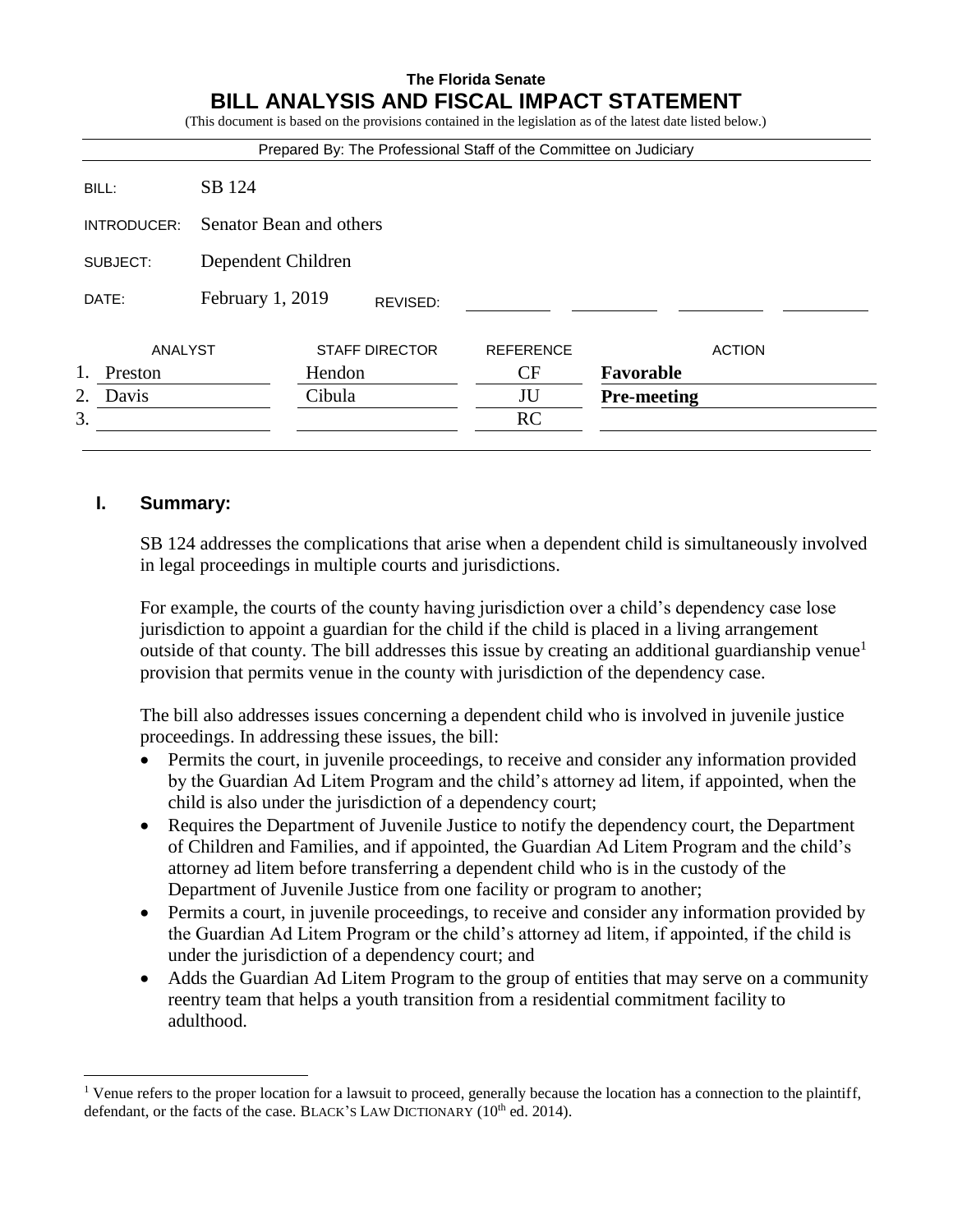**The Florida Senate**

# BILL ANALYSIS AND FISCAL IMPACT STATEMENT

(This document is based on the provisions contained in the legislation as of the latest date listed below.)

Prepared By: The Professional Staff of the Committee on Judiciary

| | |
|---|---|
| BILL: | SB 124 |
| INTRODUCER: | Senator Bean and others |
| SUBJECT: | Dependent Children |
| DATE: | February 1, 2019 REVISED: |

| | ANALYST | STAFF DIRECTOR | REFERENCE | ACTION |
|---|---|---|---|---|
| 1. | Preston | Hendon | CF | **Favorable** |
| 2. | Davis | Cibula | JU | **Pre-meeting** |
| 3. | | | RC | |

## I. Summary:

SB 124 addresses the complications that arise when a dependent child is simultaneously involved in legal proceedings in multiple courts and jurisdictions.

For example, the courts of the county having jurisdiction over a child's dependency case lose jurisdiction to appoint a guardian for the child if the child is placed in a living arrangement outside of that county. The bill addresses this issue by creating an additional guardianship venue[1] provision that permits venue in the county with jurisdiction of the dependency case.

The bill also addresses issues concerning a dependent child who is involved in juvenile justice proceedings. In addressing these issues, the bill:

- Permits the court, in juvenile proceedings, to receive and consider any information provided by the Guardian Ad Litem Program and the child's attorney ad litem, if appointed, when the child is also under the jurisdiction of a dependency court;
- Requires the Department of Juvenile Justice to notify the dependency court, the Department of Children and Families, and if appointed, the Guardian Ad Litem Program and the child's attorney ad litem before transferring a dependent child who is in the custody of the Department of Juvenile Justice from one facility or program to another;
- Permits a court, in juvenile proceedings, to receive and consider any information provided by the Guardian Ad Litem Program or the child's attorney ad litem, if appointed, if the child is under the jurisdiction of a dependency court; and
- Adds the Guardian Ad Litem Program to the group of entities that may serve on a community reentry team that helps a youth transition from a residential commitment facility to adulthood.

---

[1] Venue refers to the proper location for a lawsuit to proceed, generally because the location has a connection to the plaintiff, defendant, or the facts of the case. BLACK'S LAW DICTIONARY (10th ed. 2014).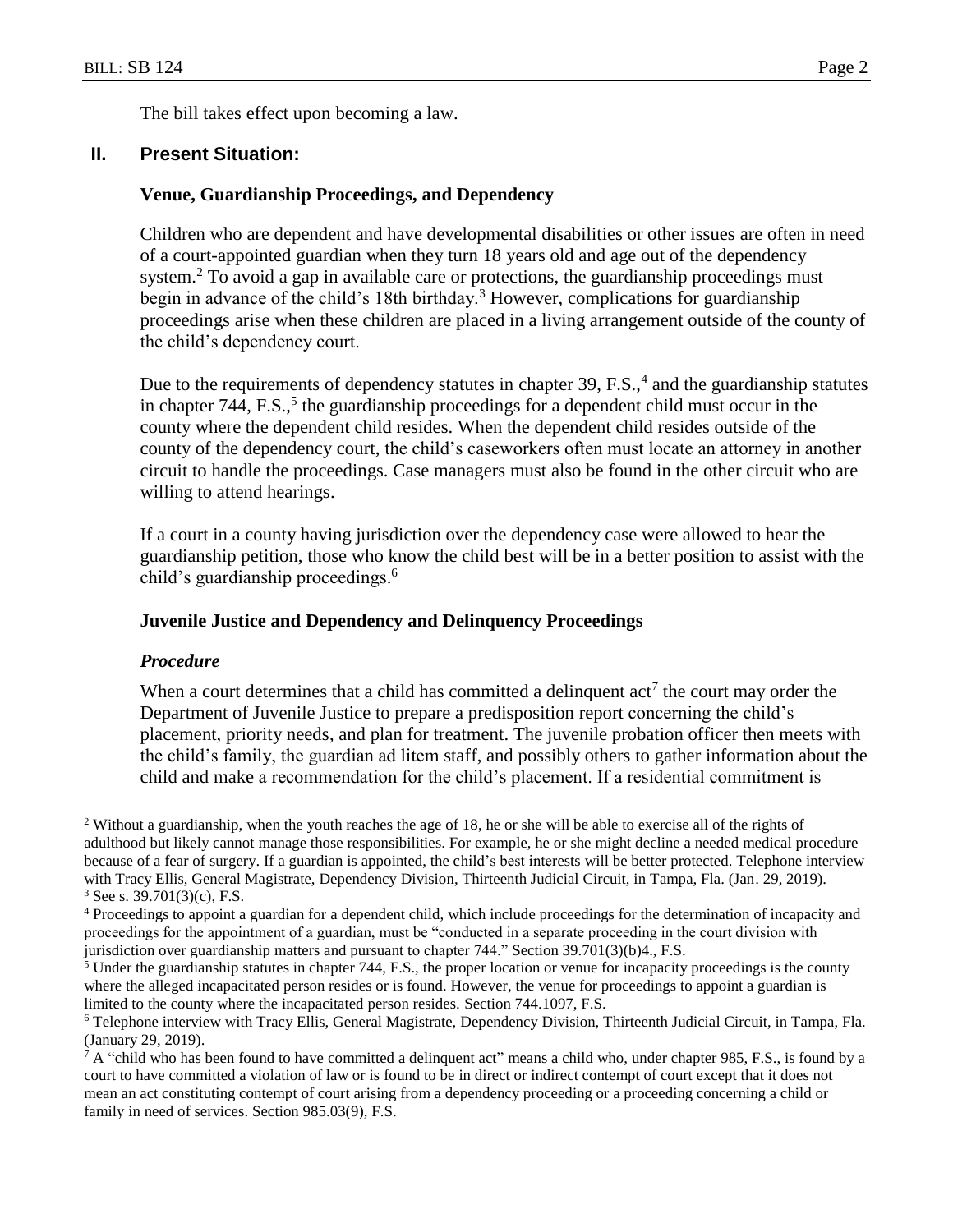The bill takes effect upon becoming a law.

## II. Present Situation:

### Venue, Guardianship Proceedings, and Dependency

Children who are dependent and have developmental disabilities or other issues are often in need of a court-appointed guardian when they turn 18 years old and age out of the dependency system.[2] To avoid a gap in available care or protections, the guardianship proceedings must begin in advance of the child's 18th birthday.[3] However, complications for guardianship proceedings arise when these children are placed in a living arrangement outside of the county of the child's dependency court.

Due to the requirements of dependency statutes in chapter 39, F.S.,[4] and the guardianship statutes in chapter 744, F.S.,[5] the guardianship proceedings for a dependent child must occur in the county where the dependent child resides. When the dependent child resides outside of the county of the dependency court, the child's caseworkers often must locate an attorney in another circuit to handle the proceedings. Case managers must also be found in the other circuit who are willing to attend hearings.

If a court in a county having jurisdiction over the dependency case were allowed to hear the guardianship petition, those who know the child best will be in a better position to assist with the child's guardianship proceedings.[6]

### Juvenile Justice and Dependency and Delinquency Proceedings

#### *Procedure*

When a court determines that a child has committed a delinquent act[7] the court may order the Department of Juvenile Justice to prepare a predisposition report concerning the child's placement, priority needs, and plan for treatment. The juvenile probation officer then meets with the child's family, the guardian ad litem staff, and possibly others to gather information about the child and make a recommendation for the child's placement. If a residential commitment is

---

[2] Without a guardianship, when the youth reaches the age of 18, he or she will be able to exercise all of the rights of adulthood but likely cannot manage those responsibilities. For example, he or she might decline a needed medical procedure because of a fear of surgery. If a guardian is appointed, the child's best interests will be better protected. Telephone interview with Tracy Ellis, General Magistrate, Dependency Division, Thirteenth Judicial Circuit, in Tampa, Fla. (Jan. 29, 2019).

[3] See s. 39.701(3)(c), F.S.

[4] Proceedings to appoint a guardian for a dependent child, which include proceedings for the determination of incapacity and proceedings for the appointment of a guardian, must be "conducted in a separate proceeding in the court division with jurisdiction over guardianship matters and pursuant to chapter 744." Section 39.701(3)(b)4., F.S.

[5] Under the guardianship statutes in chapter 744, F.S., the proper location or venue for incapacity proceedings is the county where the alleged incapacitated person resides or is found. However, the venue for proceedings to appoint a guardian is limited to the county where the incapacitated person resides. Section 744.1097, F.S.

[6] Telephone interview with Tracy Ellis, General Magistrate, Dependency Division, Thirteenth Judicial Circuit, in Tampa, Fla. (January 29, 2019).

[7] A "child who has been found to have committed a delinquent act" means a child who, under chapter 985, F.S., is found by a court to have committed a violation of law or is found to be in direct or indirect contempt of court except that it does not mean an act constituting contempt of court arising from a dependency proceeding or a proceeding concerning a child or family in need of services. Section 985.03(9), F.S.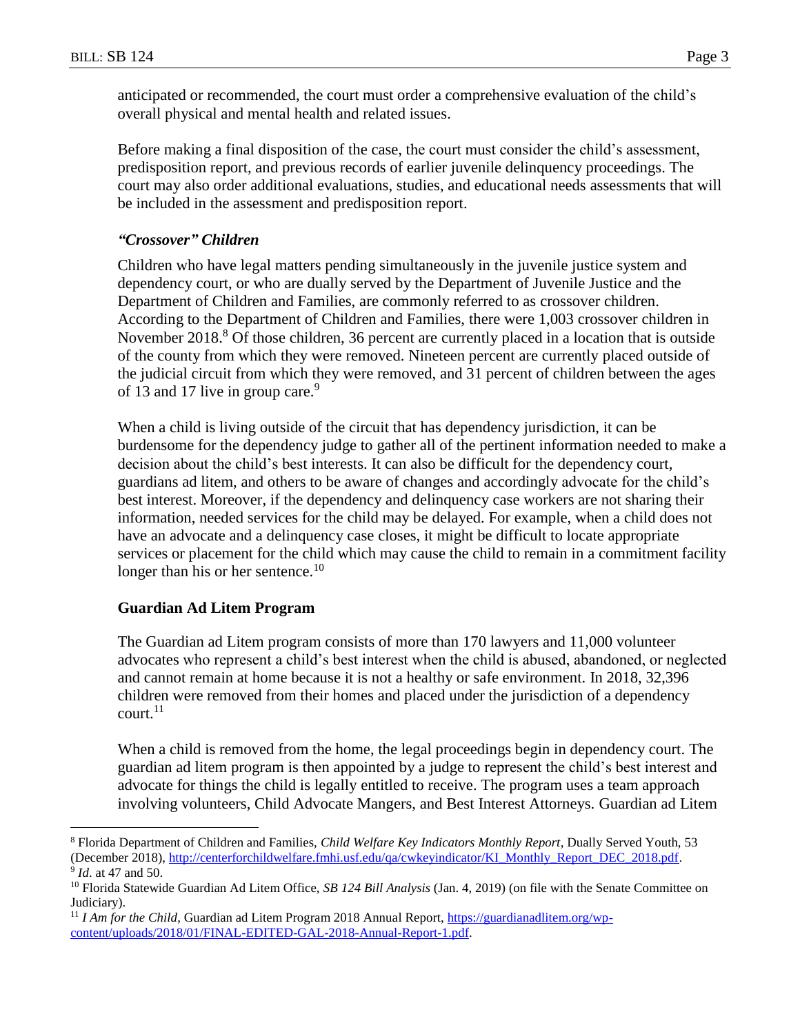anticipated or recommended, the court must order a comprehensive evaluation of the child's overall physical and mental health and related issues.

Before making a final disposition of the case, the court must consider the child's assessment, predisposition report, and previous records of earlier juvenile delinquency proceedings. The court may also order additional evaluations, studies, and educational needs assessments that will be included in the assessment and predisposition report.

### *"Crossover" Children*

Children who have legal matters pending simultaneously in the juvenile justice system and dependency court, or who are dually served by the Department of Juvenile Justice and the Department of Children and Families, are commonly referred to as crossover children. According to the Department of Children and Families, there were 1,003 crossover children in November 2018.[8] Of those children, 36 percent are currently placed in a location that is outside of the county from which they were removed. Nineteen percent are currently placed outside of the judicial circuit from which they were removed, and 31 percent of children between the ages of 13 and 17 live in group care.[9]

When a child is living outside of the circuit that has dependency jurisdiction, it can be burdensome for the dependency judge to gather all of the pertinent information needed to make a decision about the child's best interests. It can also be difficult for the dependency court, guardians ad litem, and others to be aware of changes and accordingly advocate for the child's best interest. Moreover, if the dependency and delinquency case workers are not sharing their information, needed services for the child may be delayed. For example, when a child does not have an advocate and a delinquency case closes, it might be difficult to locate appropriate services or placement for the child which may cause the child to remain in a commitment facility longer than his or her sentence.[10]

### Guardian Ad Litem Program

The Guardian ad Litem program consists of more than 170 lawyers and 11,000 volunteer advocates who represent a child's best interest when the child is abused, abandoned, or neglected and cannot remain at home because it is not a healthy or safe environment. In 2018, 32,396 children were removed from their homes and placed under the jurisdiction of a dependency court.[11]

When a child is removed from the home, the legal proceedings begin in dependency court. The guardian ad litem program is then appointed by a judge to represent the child's best interest and advocate for things the child is legally entitled to receive. The program uses a team approach involving volunteers, Child Advocate Mangers, and Best Interest Attorneys. Guardian ad Litem

---

[8] Florida Department of Children and Families, *Child Welfare Key Indicators Monthly Report*, Dually Served Youth, 53 (December 2018), http://centerforchildwelfare.fmhi.usf.edu/qa/cwkeyindicator/KI_Monthly_Report_DEC_2018.pdf.

[9] *Id*. at 47 and 50.

[10] Florida Statewide Guardian Ad Litem Office, *SB 124 Bill Analysis* (Jan. 4, 2019) (on file with the Senate Committee on Judiciary).

[11] *I Am for the Child*, Guardian ad Litem Program 2018 Annual Report, https://guardianadlitem.org/wp-content/uploads/2018/01/FINAL-EDITED-GAL-2018-Annual-Report-1.pdf.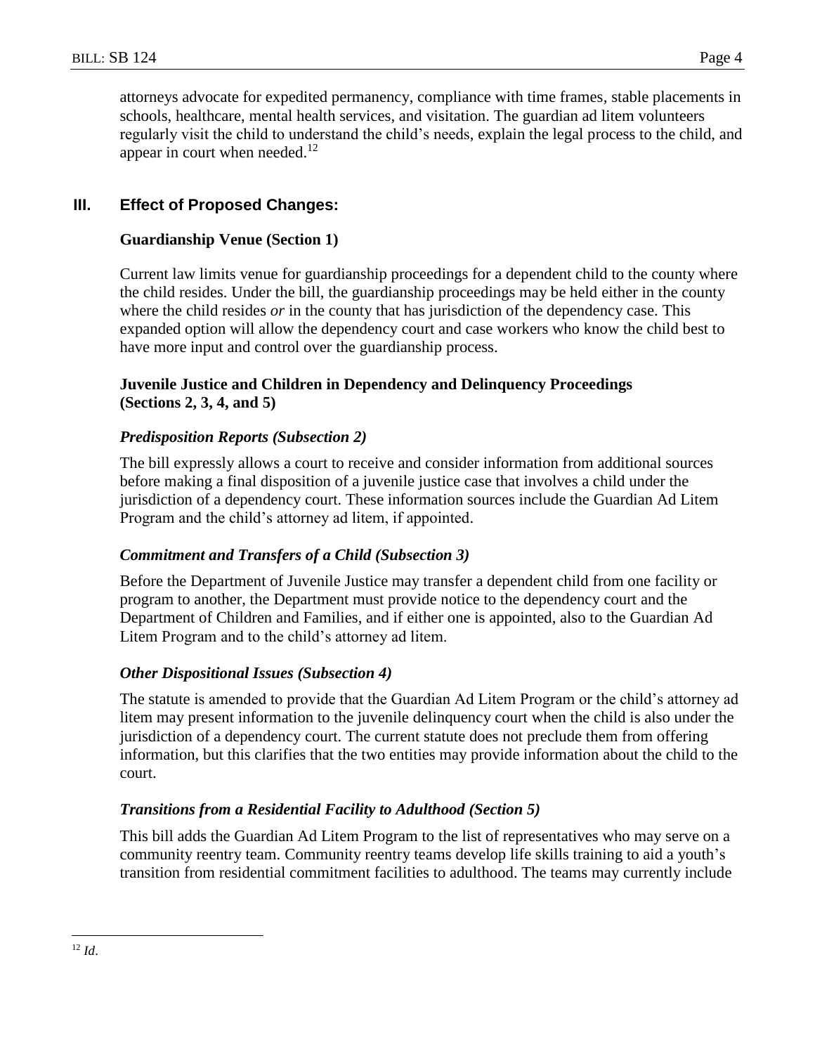attorneys advocate for expedited permanency, compliance with time frames, stable placements in schools, healthcare, mental health services, and visitation. The guardian ad litem volunteers regularly visit the child to understand the child's needs, explain the legal process to the child, and appear in court when needed.[12]

## III. Effect of Proposed Changes:

### Guardianship Venue (Section 1)

Current law limits venue for guardianship proceedings for a dependent child to the county where the child resides. Under the bill, the guardianship proceedings may be held either in the county where the child resides *or* in the county that has jurisdiction of the dependency case. This expanded option will allow the dependency court and case workers who know the child best to have more input and control over the guardianship process.

### Juvenile Justice and Children in Dependency and Delinquency Proceedings (Sections 2, 3, 4, and 5)

#### *Predisposition Reports (Subsection 2)*

The bill expressly allows a court to receive and consider information from additional sources before making a final disposition of a juvenile justice case that involves a child under the jurisdiction of a dependency court. These information sources include the Guardian Ad Litem Program and the child's attorney ad litem, if appointed.

#### *Commitment and Transfers of a Child (Subsection 3)*

Before the Department of Juvenile Justice may transfer a dependent child from one facility or program to another, the Department must provide notice to the dependency court and the Department of Children and Families, and if either one is appointed, also to the Guardian Ad Litem Program and to the child's attorney ad litem.

#### *Other Dispositional Issues (Subsection 4)*

The statute is amended to provide that the Guardian Ad Litem Program or the child's attorney ad litem may present information to the juvenile delinquency court when the child is also under the jurisdiction of a dependency court. The current statute does not preclude them from offering information, but this clarifies that the two entities may provide information about the child to the court.

#### *Transitions from a Residential Facility to Adulthood (Section 5)*

This bill adds the Guardian Ad Litem Program to the list of representatives who may serve on a community reentry team. Community reentry teams develop life skills training to aid a youth's transition from residential commitment facilities to adulthood. The teams may currently include

---

[12] *Id*.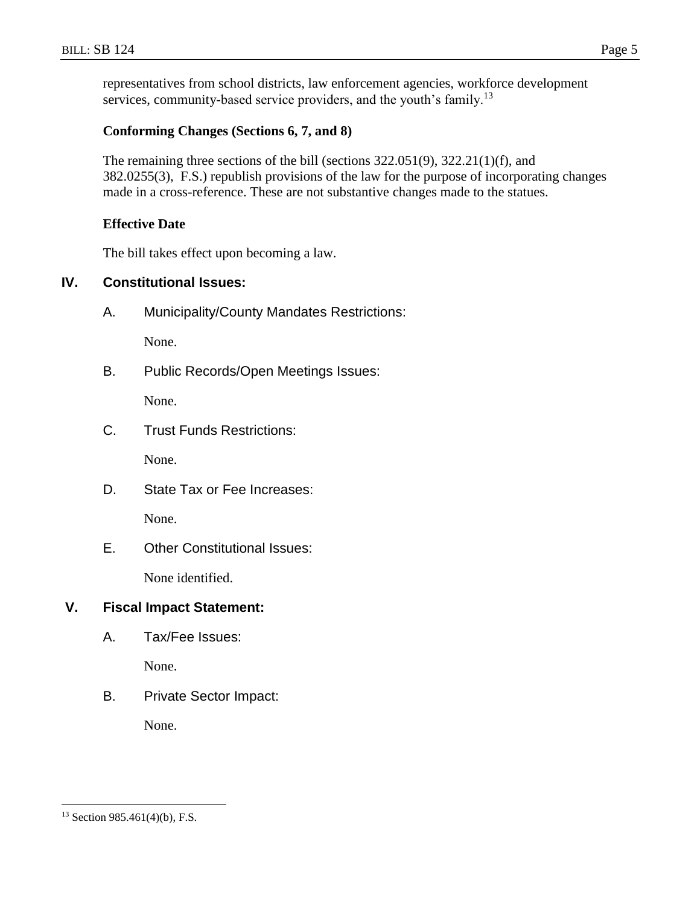representatives from school districts, law enforcement agencies, workforce development services, community-based service providers, and the youth's family.[13]

**Conforming Changes (Sections 6, 7, and 8)**

The remaining three sections of the bill (sections 322.051(9), 322.21(1)(f), and 382.0255(3), F.S.) republish provisions of the law for the purpose of incorporating changes made in a cross-reference. These are not substantive changes made to the statues.

**Effective Date**

The bill takes effect upon becoming a law.

## IV. Constitutional Issues:

### A. Municipality/County Mandates Restrictions:

None.

### B. Public Records/Open Meetings Issues:

None.

### C. Trust Funds Restrictions:

None.

### D. State Tax or Fee Increases:

None.

### E. Other Constitutional Issues:

None identified.

## V. Fiscal Impact Statement:

### A. Tax/Fee Issues:

None.

### B. Private Sector Impact:

None.

---

[13] Section 985.461(4)(b), F.S.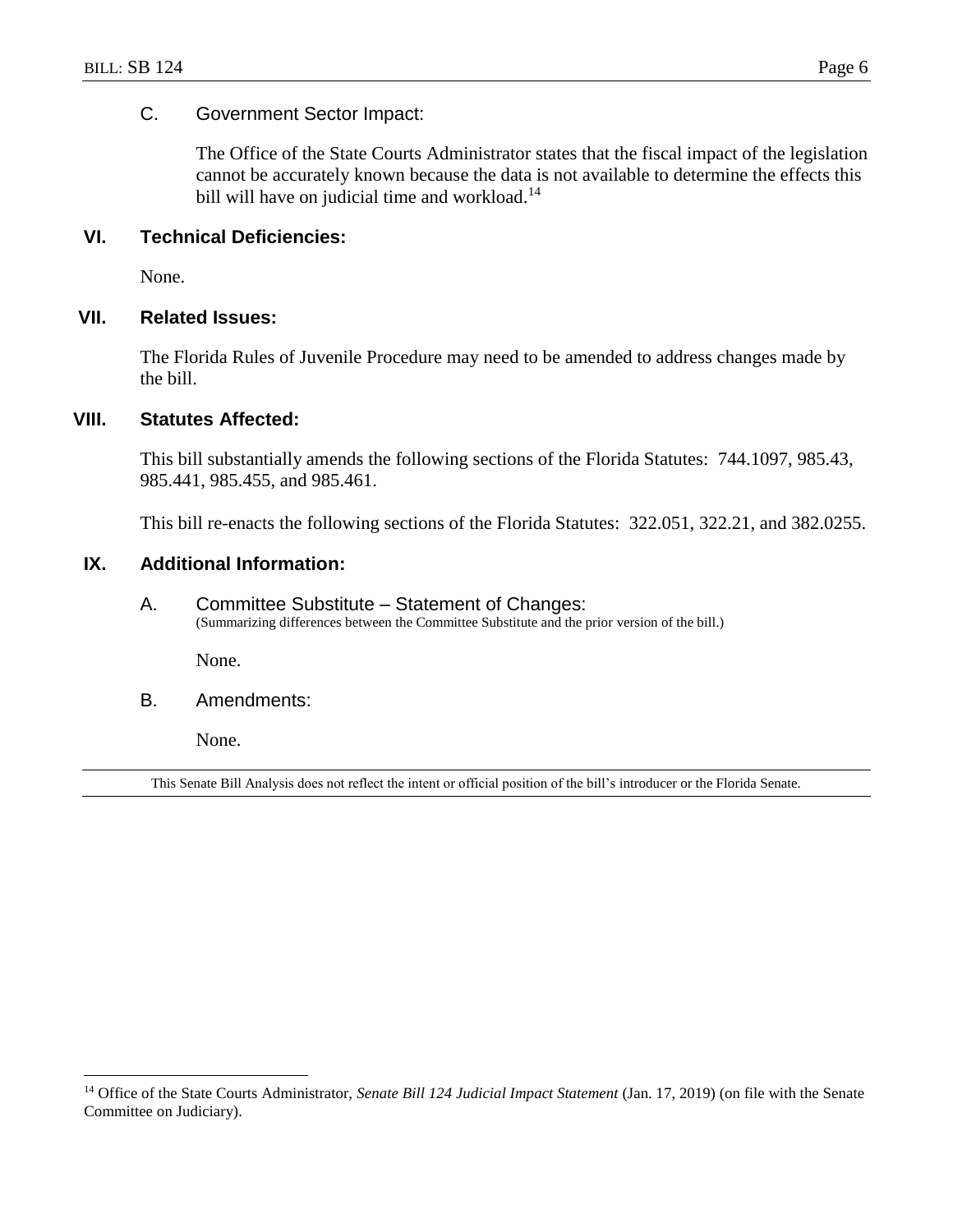### C. Government Sector Impact:

The Office of the State Courts Administrator states that the fiscal impact of the legislation cannot be accurately known because the data is not available to determine the effects this bill will have on judicial time and workload.[14]

## VI. Technical Deficiencies:

None.

## VII. Related Issues:

The Florida Rules of Juvenile Procedure may need to be amended to address changes made by the bill.

## VIII. Statutes Affected:

This bill substantially amends the following sections of the Florida Statutes: 744.1097, 985.43, 985.441, 985.455, and 985.461.

This bill re-enacts the following sections of the Florida Statutes: 322.051, 322.21, and 382.0255.

## IX. Additional Information:

### A. Committee Substitute – Statement of Changes:

(Summarizing differences between the Committee Substitute and the prior version of the bill.)

None.

### B. Amendments:

None.

This Senate Bill Analysis does not reflect the intent or official position of the bill's introducer or the Florida Senate.

---

[14] Office of the State Courts Administrator, *Senate Bill 124 Judicial Impact Statement* (Jan. 17, 2019) (on file with the Senate Committee on Judiciary).